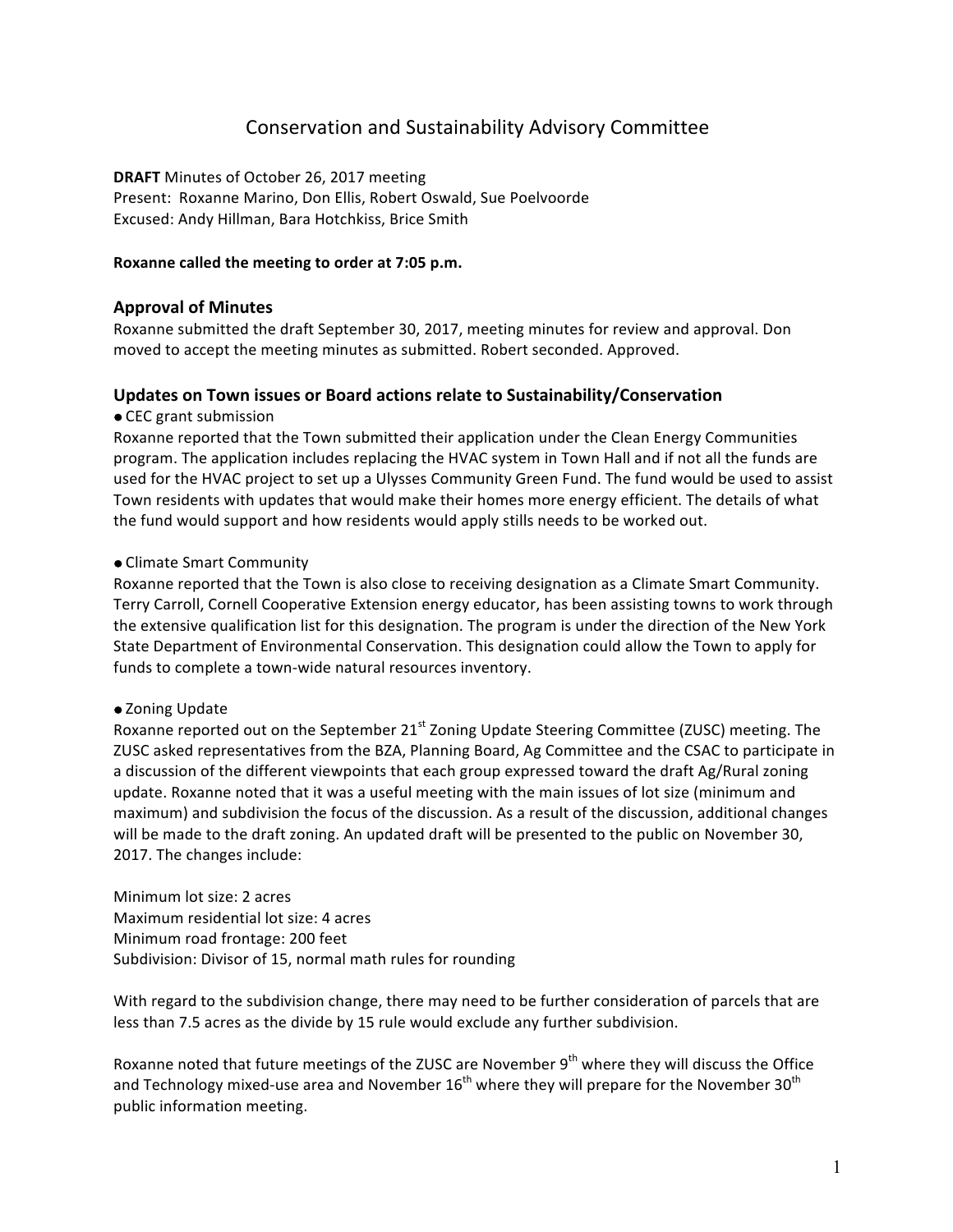# Conservation and Sustainability Advisory Committee

**DRAFT** Minutes of October 26, 2017 meeting
Present: Roxanne Marino, Don Ellis, Robert Oswald, Sue Poelvoorde
Excused: Andy Hillman, Bara Hotchkiss, Brice Smith

**Roxanne called the meeting to order at 7:05 p.m.**

## Approval of Minutes

Roxanne submitted the draft September 30, 2017, meeting minutes for review and approval. Don moved to accept the meeting minutes as submitted. Robert seconded. Approved.

## Updates on Town issues or Board actions relate to Sustainability/Conservation

- CEC grant submission

Roxanne reported that the Town submitted their application under the Clean Energy Communities program. The application includes replacing the HVAC system in Town Hall and if not all the funds are used for the HVAC project to set up a Ulysses Community Green Fund. The fund would be used to assist Town residents with updates that would make their homes more energy efficient. The details of what the fund would support and how residents would apply stills needs to be worked out.

- Climate Smart Community

Roxanne reported that the Town is also close to receiving designation as a Climate Smart Community. Terry Carroll, Cornell Cooperative Extension energy educator, has been assisting towns to work through the extensive qualification list for this designation. The program is under the direction of the New York State Department of Environmental Conservation. This designation could allow the Town to apply for funds to complete a town-wide natural resources inventory.

- Zoning Update

Roxanne reported out on the September 21st Zoning Update Steering Committee (ZUSC) meeting. The ZUSC asked representatives from the BZA, Planning Board, Ag Committee and the CSAC to participate in a discussion of the different viewpoints that each group expressed toward the draft Ag/Rural zoning update. Roxanne noted that it was a useful meeting with the main issues of lot size (minimum and maximum) and subdivision the focus of the discussion. As a result of the discussion, additional changes will be made to the draft zoning. An updated draft will be presented to the public on November 30, 2017. The changes include:

Minimum lot size: 2 acres
Maximum residential lot size: 4 acres
Minimum road frontage: 200 feet
Subdivision: Divisor of 15, normal math rules for rounding

With regard to the subdivision change, there may need to be further consideration of parcels that are less than 7.5 acres as the divide by 15 rule would exclude any further subdivision.

Roxanne noted that future meetings of the ZUSC are November 9th where they will discuss the Office and Technology mixed-use area and November 16th where they will prepare for the November 30th public information meeting.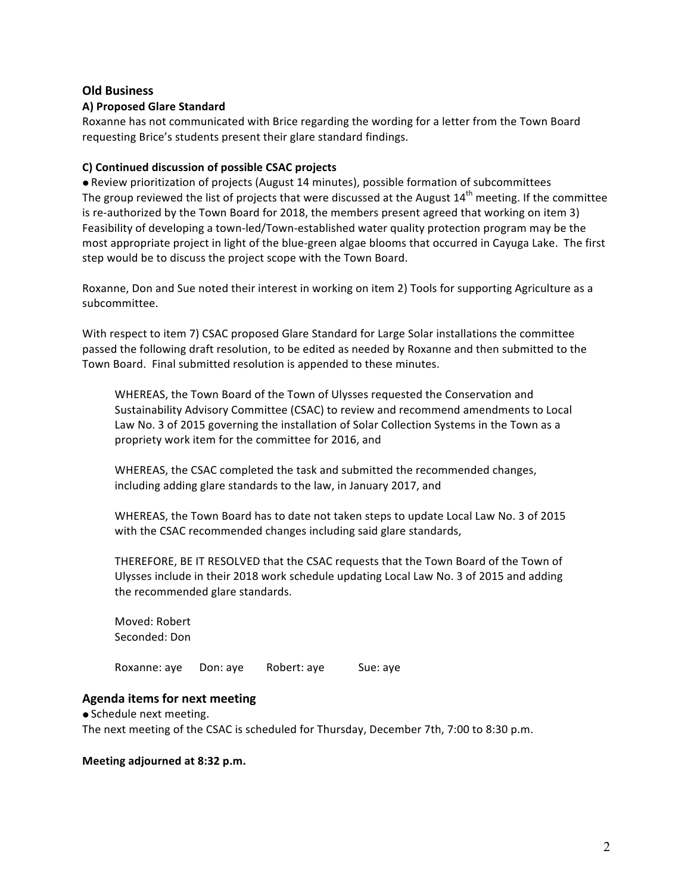## Old Business

### A) Proposed Glare Standard

Roxanne has not communicated with Brice regarding the wording for a letter from the Town Board requesting Brice's students present their glare standard findings.

### C) Continued discussion of possible CSAC projects

- Review prioritization of projects (August 14 minutes), possible formation of subcommittees

The group reviewed the list of projects that were discussed at the August 14th meeting. If the committee is re-authorized by the Town Board for 2018, the members present agreed that working on item 3) Feasibility of developing a town-led/Town-established water quality protection program may be the most appropriate project in light of the blue-green algae blooms that occurred in Cayuga Lake. The first step would be to discuss the project scope with the Town Board.

Roxanne, Don and Sue noted their interest in working on item 2) Tools for supporting Agriculture as a subcommittee.

With respect to item 7) CSAC proposed Glare Standard for Large Solar installations the committee passed the following draft resolution, to be edited as needed by Roxanne and then submitted to the Town Board. Final submitted resolution is appended to these minutes.

> WHEREAS, the Town Board of the Town of Ulysses requested the Conservation and Sustainability Advisory Committee (CSAC) to review and recommend amendments to Local Law No. 3 of 2015 governing the installation of Solar Collection Systems in the Town as a propriety work item for the committee for 2016, and
>
> WHEREAS, the CSAC completed the task and submitted the recommended changes, including adding glare standards to the law, in January 2017, and
>
> WHEREAS, the Town Board has to date not taken steps to update Local Law No. 3 of 2015 with the CSAC recommended changes including said glare standards,
>
> THEREFORE, BE IT RESOLVED that the CSAC requests that the Town Board of the Town of Ulysses include in their 2018 work schedule updating Local Law No. 3 of 2015 and adding the recommended glare standards.
>
> Moved: Robert
> Seconded: Don
>
> Roxanne: aye Don: aye Robert: aye Sue: aye

## Agenda items for next meeting

- Schedule next meeting.

The next meeting of the CSAC is scheduled for Thursday, December 7th, 7:00 to 8:30 p.m.

**Meeting adjourned at 8:32 p.m.**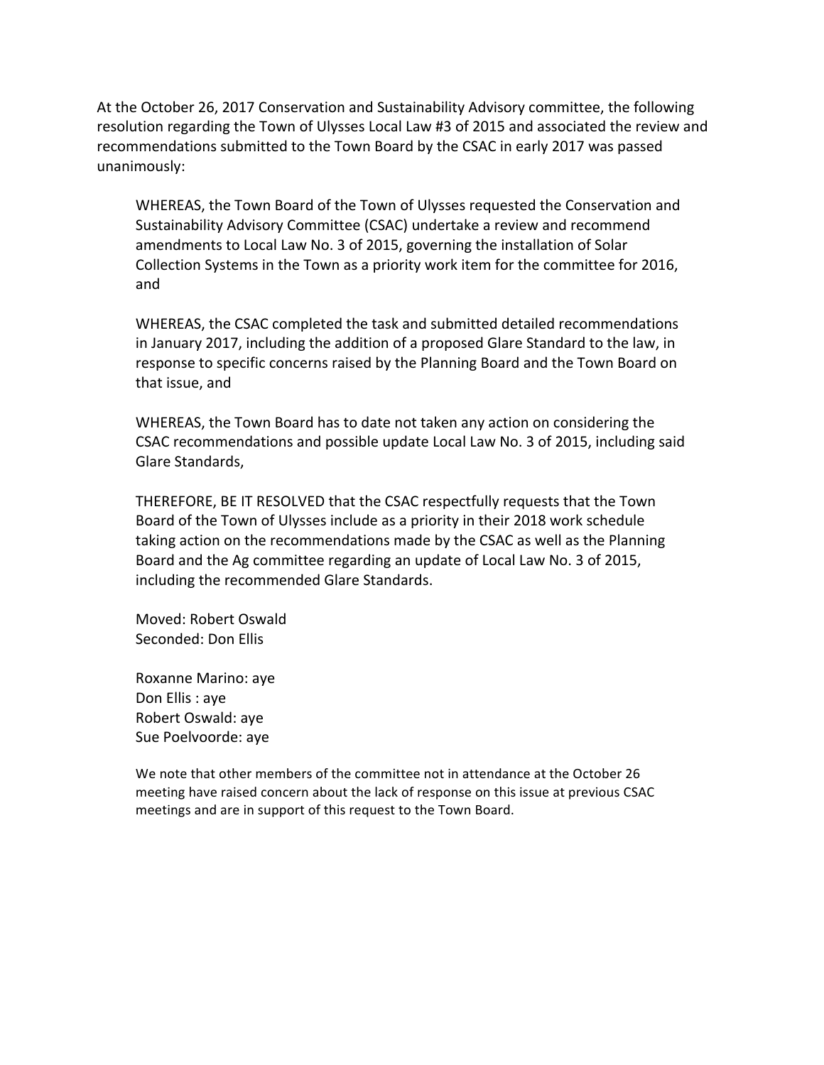At the October 26, 2017 Conservation and Sustainability Advisory committee, the following resolution regarding the Town of Ulysses Local Law #3 of 2015 and associated the review and recommendations submitted to the Town Board by the CSAC in early 2017 was passed unanimously:

WHEREAS, the Town Board of the Town of Ulysses requested the Conservation and Sustainability Advisory Committee (CSAC) undertake a review and recommend amendments to Local Law No. 3 of 2015, governing the installation of Solar Collection Systems in the Town as a priority work item for the committee for 2016, and

WHEREAS, the CSAC completed the task and submitted detailed recommendations in January 2017, including the addition of a proposed Glare Standard to the law, in response to specific concerns raised by the Planning Board and the Town Board on that issue, and

WHEREAS, the Town Board has to date not taken any action on considering the CSAC recommendations and possible update Local Law No. 3 of 2015, including said Glare Standards,

THEREFORE, BE IT RESOLVED that the CSAC respectfully requests that the Town Board of the Town of Ulysses include as a priority in their 2018 work schedule taking action on the recommendations made by the CSAC as well as the Planning Board and the Ag committee regarding an update of Local Law No. 3 of 2015, including the recommended Glare Standards.

Moved: Robert Oswald
Seconded: Don Ellis

Roxanne Marino: aye
Don Ellis : aye
Robert Oswald: aye
Sue Poelvoorde: aye

We note that other members of the committee not in attendance at the October 26 meeting have raised concern about the lack of response on this issue at previous CSAC meetings and are in support of this request to the Town Board.